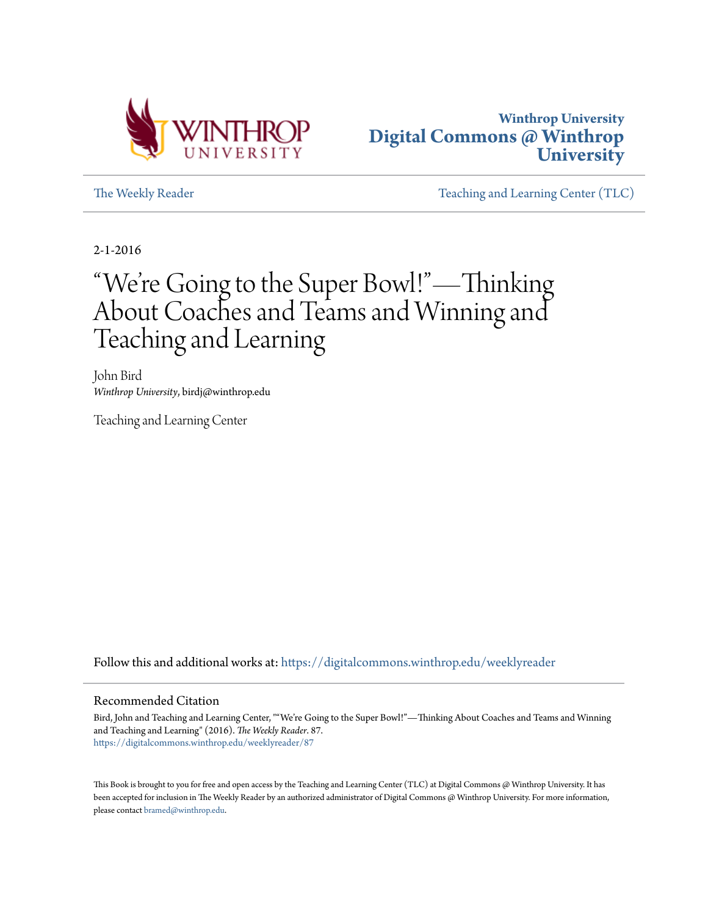Winthrop University
**Digital Commons @ Winthrop University**

The Weekly Reader — Teaching and Learning Center (TLC)

2-1-2016

# "We're Going to the Super Bowl!"—Thinking About Coaches and Teams and Winning and Teaching and Learning

John Bird
*Winthrop University*, birdj@winthrop.edu

Teaching and Learning Center

Follow this and additional works at: https://digitalcommons.winthrop.edu/weeklyreader

## Recommended Citation

Bird, John and Teaching and Learning Center, ""We're Going to the Super Bowl!"—Thinking About Coaches and Teams and Winning and Teaching and Learning" (2016). *The Weekly Reader*. 87.
https://digitalcommons.winthrop.edu/weeklyreader/87

This Book is brought to you for free and open access by the Teaching and Learning Center (TLC) at Digital Commons @ Winthrop University. It has been accepted for inclusion in The Weekly Reader by an authorized administrator of Digital Commons @ Winthrop University. For more information, please contact bramed@winthrop.edu.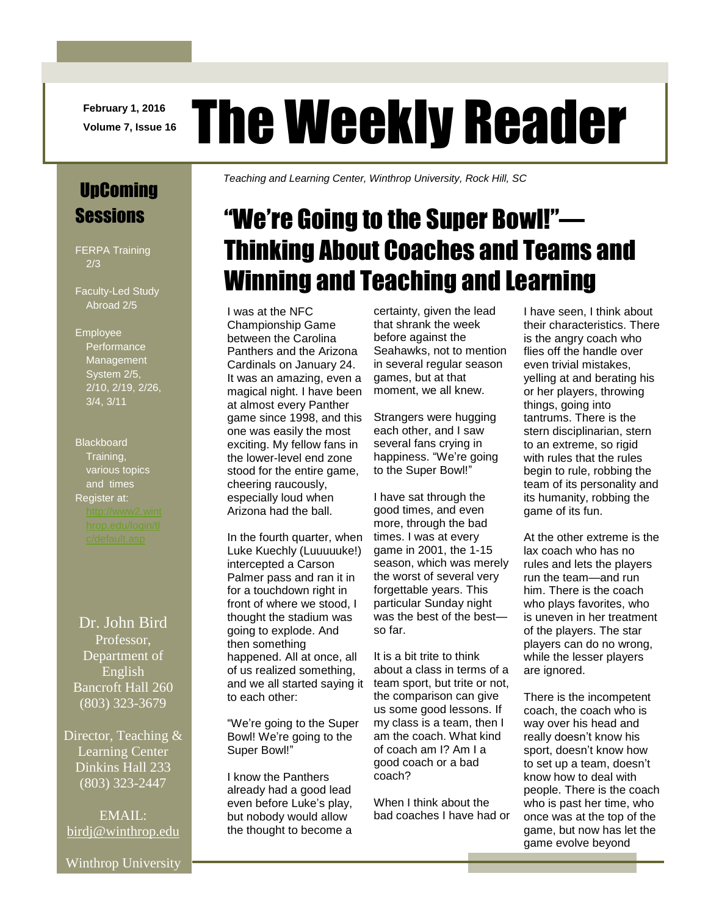February 1, 2016
Volume 7, Issue 16

# The Weekly Reader

*Teaching and Learning Center, Winthrop University, Rock Hill, SC*

## "We're Going to the Super Bowl!"—Thinking About Coaches and Teams and Winning and Teaching and Learning

I was at the NFC Championship Game between the Carolina Panthers and the Arizona Cardinals on January 24. It was an amazing, even a magical night. I have been at almost every Panther game since 1998, and this one was easily the most exciting. My fellow fans in the lower-level end zone stood for the entire game, cheering raucously, especially loud when Arizona had the ball.

In the fourth quarter, when Luke Kuechly (Luuuuuke!) intercepted a Carson Palmer pass and ran it in for a touchdown right in front of where we stood, I thought the stadium was going to explode. And then something happened. All at once, all of us realized something, and we all started saying it to each other:

"We're going to the Super Bowl! We're going to the Super Bowl!"

I know the Panthers already had a good lead even before Luke's play, but nobody would allow the thought to become a certainty, given the lead that shrank the week before against the Seahawks, not to mention in several regular season games, but at that moment, we all knew.

Strangers were hugging each other, and I saw several fans crying in happiness. "We're going to the Super Bowl!"

I have sat through the good times, and even more, through the bad times. I was at every game in 2001, the 1-15 season, which was merely the worst of several very forgettable years. This particular Sunday night was the best of the best—so far.

It is a bit trite to think about a class in terms of a team sport, but trite or not, the comparison can give us some good lessons. If my class is a team, then I am the coach. What kind of coach am I? Am I a good coach or a bad coach?

When I think about the bad coaches I have had or I have seen, I think about their characteristics. There is the angry coach who flies off the handle over even trivial mistakes, yelling at and berating his or her players, throwing things, going into tantrums. There is the stern disciplinarian, stern to an extreme, so rigid with rules that the rules begin to rule, robbing the team of its personality and its humanity, robbing the game of its fun.

At the other extreme is the lax coach who has no rules and lets the players run the team—and run him. There is the coach who plays favorites, who is uneven in her treatment of the players. The star players can do no wrong, while the lesser players are ignored.

There is the incompetent coach, the coach who is way over his head and really doesn't know his sport, doesn't know how to set up a team, doesn't know how to deal with people. There is the coach who is past her time, who once was at the top of the game, but now has let the game evolve beyond

---

## UpComing Sessions

FERPA Training 2/3

Faculty-Led Study Abroad 2/5

Employee Performance Management System 2/5, 2/10, 2/19, 2/26, 3/4, 3/11

Blackboard Training, various topics and times

Register at: http://www2.winthrop.edu/login/tlc/default.asp

Dr. John Bird
Professor, Department of English
Bancroft Hall 260
(803) 323-3679

Director, Teaching & Learning Center
Dinkins Hall 233
(803) 323-2447

EMAIL: birdj@winthrop.edu

Winthrop University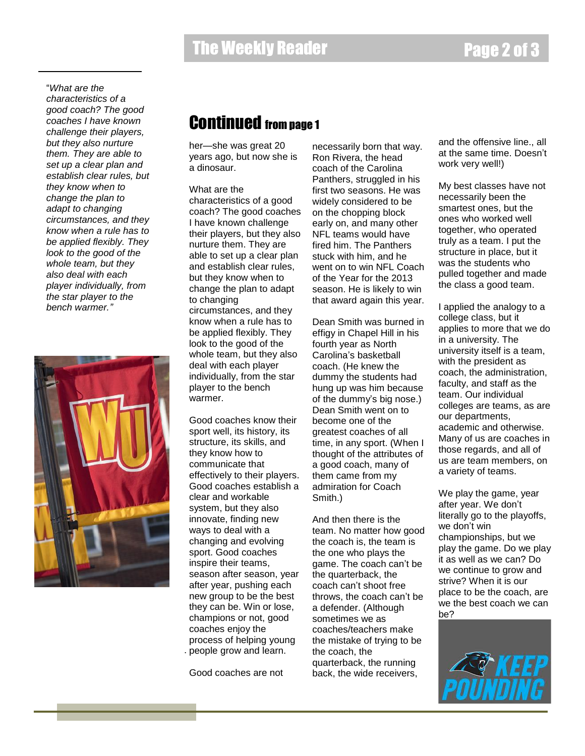"*What are the characteristics of a good coach? The good coaches I have known challenge their players, but they also nurture them. They are able to set up a clear plan and establish clear rules, but they know when to change the plan to adapt to changing circumstances, and they know when a rule has to be applied flexibly. They look to the good of the whole team, but they also deal with each player individually, from the star player to the bench warmer.*"

# Continued from page 1

her—she was great 20 years ago, but now she is a dinosaur.

What are the characteristics of a good coach? The good coaches I have known challenge their players, but they also nurture them. They are able to set up a clear plan and establish clear rules, but they know when to change the plan to adapt to changing circumstances, and they know when a rule has to be applied flexibly. They look to the good of the whole team, but they also deal with each player individually, from the star player to the bench warmer.

Good coaches know their sport well, its history, its structure, its skills, and they know how to communicate that effectively to their players. Good coaches establish a clear and workable system, but they also innovate, finding new ways to deal with a changing and evolving sport. Good coaches inspire their teams, season after season, year after year, pushing each new group to be the best they can be. Win or lose, champions or not, good coaches enjoy the process of helping young people grow and learn.

Good coaches are not necessarily born that way. Ron Rivera, the head coach of the Carolina Panthers, struggled in his first two seasons. He was widely considered to be on the chopping block early on, and many other NFL teams would have fired him. The Panthers stuck with him, and he went on to win NFL Coach of the Year for the 2013 season. He is likely to win that award again this year.

Dean Smith was burned in effigy in Chapel Hill in his fourth year as North Carolina's basketball coach. (He knew the dummy the students had hung up was him because of the dummy's big nose.) Dean Smith went on to become one of the greatest coaches of all time, in any sport. (When I thought of the attributes of a good coach, many of them came from my admiration for Coach Smith.)

And then there is the team. No matter how good the coach is, the team is the one who plays the game. The coach can't be the quarterback, the coach can't shoot free throws, the coach can't be a defender. (Although sometimes we as coaches/teachers make the mistake of trying to be the coach, the quarterback, the running back, the wide receivers, and the offensive line., all at the same time. Doesn't work very well!)

My best classes have not necessarily been the smartest ones, but the ones who worked well together, who operated truly as a team. I put the structure in place, but it was the students who pulled together and made the class a good team.

I applied the analogy to a college class, but it applies to more that we do in a university. The university itself is a team, with the president as coach, the administration, faculty, and staff as the team. Our individual colleges are teams, as are our departments, academic and otherwise. Many of us are coaches in those regards, and all of us are team members, on a variety of teams.

We play the game, year after year. We don't literally go to the playoffs, we don't win championships, but we play the game. Do we play it as well as we can? Do we continue to grow and strive? When it is our place to be the coach, are we the best coach we can be?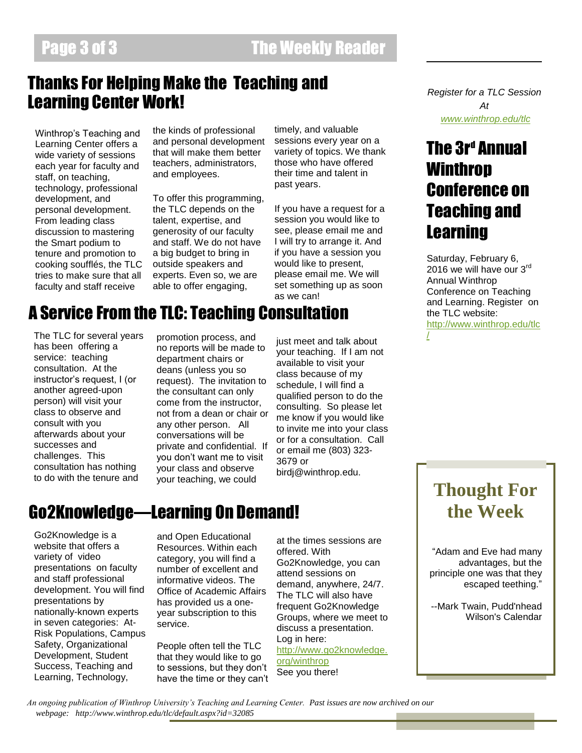## Thanks For Helping Make the Teaching and Learning Center Work!

Winthrop's Teaching and Learning Center offers a wide variety of sessions each year for faculty and staff, on teaching, technology, professional development, and personal development. From leading class discussion to mastering the Smart podium to tenure and promotion to cooking soufflés, the TLC tries to make sure that all faculty and staff receive the kinds of professional and personal development that will make them better teachers, administrators, and employees.

To offer this programming, the TLC depends on the talent, expertise, and generosity of our faculty and staff. We do not have a big budget to bring in outside speakers and experts. Even so, we are able to offer engaging, timely, and valuable sessions every year on a variety of topics. We thank those who have offered their time and talent in past years.

If you have a request for a session you would like to see, please email me and I will try to arrange it. And if you have a session you would like to present, please email me. We will set something up as soon as we can!

## A Service From the TLC: Teaching Consultation

The TLC for several years has been offering a service: teaching consultation. At the instructor's request, I (or another agreed-upon person) will visit your class to observe and consult with you afterwards about your successes and challenges. This consultation has nothing to do with the tenure and promotion process, and no reports will be made to department chairs or deans (unless you so request). The invitation to the consultant can only come from the instructor, not from a dean or chair or any other person. All conversations will be private and confidential. If you don't want me to visit your class and observe your teaching, we could just meet and talk about your teaching. If I am not available to visit your class because of my schedule, I will find a qualified person to do the consulting. So please let me know if you would like to invite me into your class or for a consultation. Call or email me (803) 323-3679 or birdj@winthrop.edu.

## Go2Knowledge—Learning On Demand!

Go2Knowledge is a website that offers a variety of video presentations on faculty and staff professional development. You will find presentations by nationally-known experts in seven categories: At-Risk Populations, Campus Safety, Organizational Development, Student Success, Teaching and Learning, Technology, and Open Educational Resources. Within each category, you will find a number of excellent and informative videos. The Office of Academic Affairs has provided us a one-year subscription to this service.

People often tell the TLC that they would like to go to sessions, but they don't have the time or they can't at the times sessions are offered. With Go2Knowledge, you can attend sessions on demand, anywhere, 24/7. The TLC will also have frequent Go2Knowledge Groups, where we meet to discuss a presentation. Log in here: http://www.go2knowledge.org/winthrop
See you there!

*Register for a TLC Session At [www.winthrop.edu/tlc](www.winthrop.edu/tlc)*

## The 3rd Annual Winthrop Conference on Teaching and Learning

Saturday, February 6, 2016 we will have our 3rd Annual Winthrop Conference on Teaching and Learning. Register on the TLC website: http://www.winthrop.edu/tlc/

## Thought For the Week

"Adam and Eve had many advantages, but the principle one was that they escaped teething."

--Mark Twain, Pudd'nhead Wilson's Calendar

*An ongoing publication of Winthrop University's Teaching and Learning Center. Past issues are now archived on our webpage: http://www.winthrop.edu/tlc/default.aspx?id=32085*